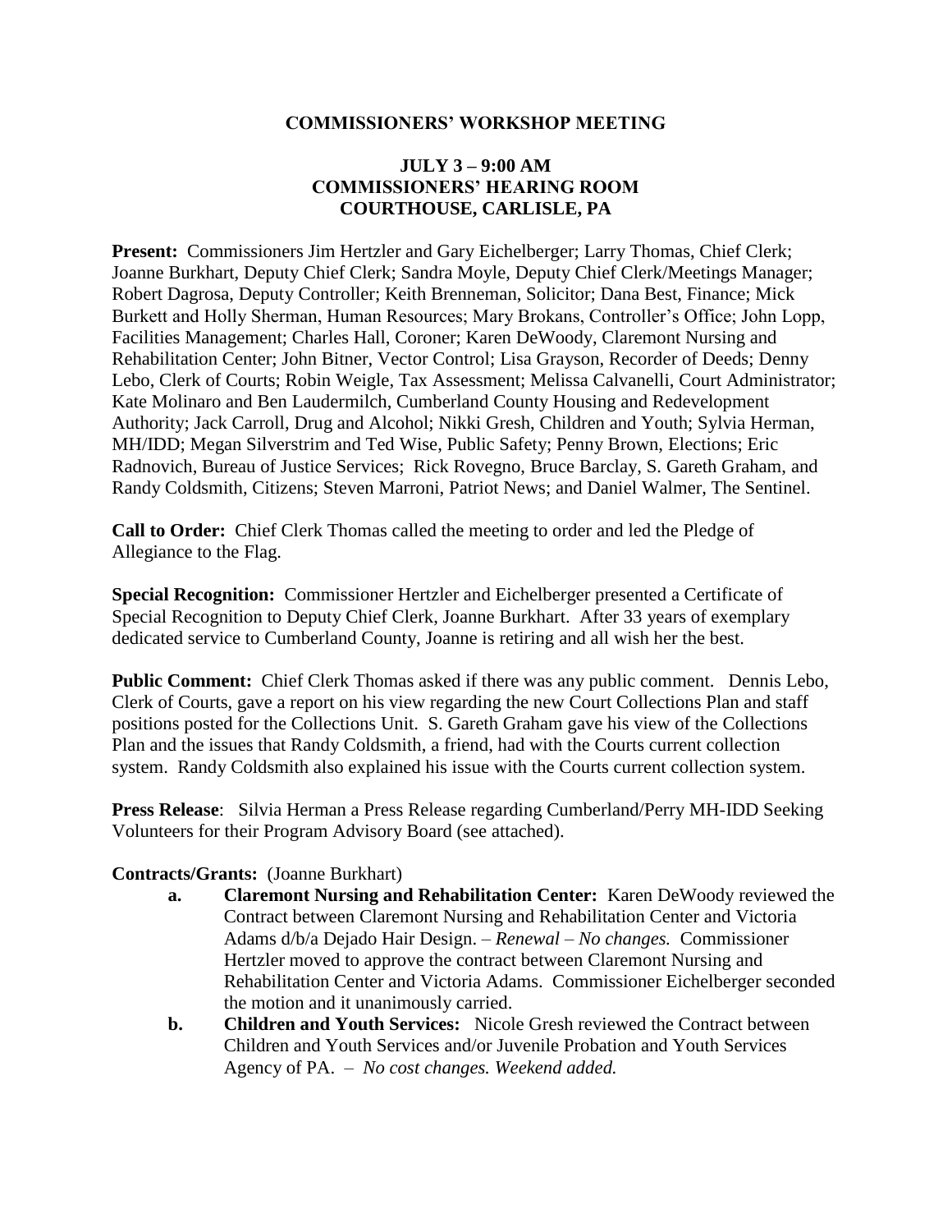# COMMISSIONERS' WORKSHOP MEETING

## JULY 3 – 9:00 AM
## COMMISSIONERS' HEARING ROOM
## COURTHOUSE, CARLISLE, PA

**Present:** Commissioners Jim Hertzler and Gary Eichelberger; Larry Thomas, Chief Clerk; Joanne Burkhart, Deputy Chief Clerk; Sandra Moyle, Deputy Chief Clerk/Meetings Manager; Robert Dagrosa, Deputy Controller; Keith Brenneman, Solicitor; Dana Best, Finance; Mick Burkett and Holly Sherman, Human Resources; Mary Brokans, Controller's Office; John Lopp, Facilities Management; Charles Hall, Coroner; Karen DeWoody, Claremont Nursing and Rehabilitation Center; John Bitner, Vector Control; Lisa Grayson, Recorder of Deeds; Denny Lebo, Clerk of Courts; Robin Weigle, Tax Assessment; Melissa Calvanelli, Court Administrator; Kate Molinaro and Ben Laudermilch, Cumberland County Housing and Redevelopment Authority; Jack Carroll, Drug and Alcohol; Nikki Gresh, Children and Youth; Sylvia Herman, MH/IDD; Megan Silverstrim and Ted Wise, Public Safety; Penny Brown, Elections; Eric Radnovich, Bureau of Justice Services; Rick Rovegno, Bruce Barclay, S. Gareth Graham, and Randy Coldsmith, Citizens; Steven Marroni, Patriot News; and Daniel Walmer, The Sentinel.

**Call to Order:** Chief Clerk Thomas called the meeting to order and led the Pledge of Allegiance to the Flag.

**Special Recognition:** Commissioner Hertzler and Eichelberger presented a Certificate of Special Recognition to Deputy Chief Clerk, Joanne Burkhart. After 33 years of exemplary dedicated service to Cumberland County, Joanne is retiring and all wish her the best.

**Public Comment:** Chief Clerk Thomas asked if there was any public comment. Dennis Lebo, Clerk of Courts, gave a report on his view regarding the new Court Collections Plan and staff positions posted for the Collections Unit. S. Gareth Graham gave his view of the Collections Plan and the issues that Randy Coldsmith, a friend, had with the Courts current collection system. Randy Coldsmith also explained his issue with the Courts current collection system.

**Press Release**: Silvia Herman a Press Release regarding Cumberland/Perry MH-IDD Seeking Volunteers for their Program Advisory Board (see attached).

**Contracts/Grants:** (Joanne Burkhart)

- **a. Claremont Nursing and Rehabilitation Center:** Karen DeWoody reviewed the Contract between Claremont Nursing and Rehabilitation Center and Victoria Adams d/b/a Dejado Hair Design. – *Renewal – No changes.* Commissioner Hertzler moved to approve the contract between Claremont Nursing and Rehabilitation Center and Victoria Adams. Commissioner Eichelberger seconded the motion and it unanimously carried.
- **b. Children and Youth Services:** Nicole Gresh reviewed the Contract between Children and Youth Services and/or Juvenile Probation and Youth Services Agency of PA. – *No cost changes. Weekend added.*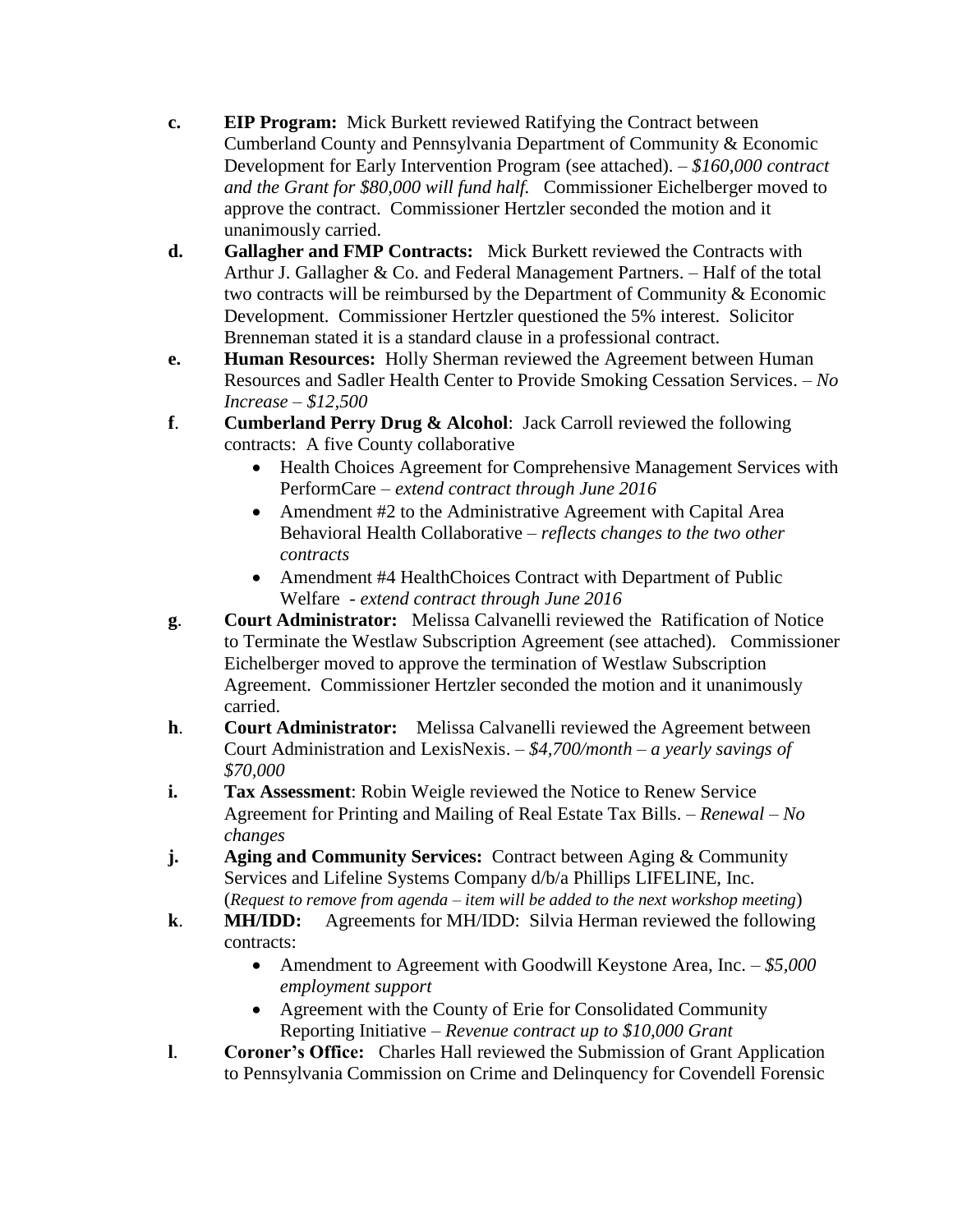- **c.** **EIP Program:** Mick Burkett reviewed Ratifying the Contract between Cumberland County and Pennsylvania Department of Community & Economic Development for Early Intervention Program (see attached). – *$160,000 contract and the Grant for $80,000 will fund half.* Commissioner Eichelberger moved to approve the contract. Commissioner Hertzler seconded the motion and it unanimously carried.
- **d.** **Gallagher and FMP Contracts:** Mick Burkett reviewed the Contracts with Arthur J. Gallagher & Co. and Federal Management Partners. – Half of the total two contracts will be reimbursed by the Department of Community & Economic Development. Commissioner Hertzler questioned the 5% interest. Solicitor Brenneman stated it is a standard clause in a professional contract.
- **e.** **Human Resources:** Holly Sherman reviewed the Agreement between Human Resources and Sadler Health Center to Provide Smoking Cessation Services. – *No Increase – $12,500*
- **f**. **Cumberland Perry Drug & Alcohol**: Jack Carroll reviewed the following contracts: A five County collaborative
  - Health Choices Agreement for Comprehensive Management Services with PerformCare – *extend contract through June 2016*
  - Amendment #2 to the Administrative Agreement with Capital Area Behavioral Health Collaborative – *reflects changes to the two other contracts*
  - Amendment #4 HealthChoices Contract with Department of Public Welfare - *extend contract through June 2016*
- **g**. **Court Administrator:** Melissa Calvanelli reviewed the Ratification of Notice to Terminate the Westlaw Subscription Agreement (see attached). Commissioner Eichelberger moved to approve the termination of Westlaw Subscription Agreement. Commissioner Hertzler seconded the motion and it unanimously carried.
- **h**. **Court Administrator:** Melissa Calvanelli reviewed the Agreement between Court Administration and LexisNexis. – *$4,700/month – a yearly savings of $70,000*
- **i.** **Tax Assessment**: Robin Weigle reviewed the Notice to Renew Service Agreement for Printing and Mailing of Real Estate Tax Bills. – *Renewal – No changes*
- **j.** **Aging and Community Services:** Contract between Aging & Community Services and Lifeline Systems Company d/b/a Phillips LIFELINE, Inc. (*Request to remove from agenda – item will be added to the next workshop meeting*)
- **k**. **MH/IDD:** Agreements for MH/IDD: Silvia Herman reviewed the following contracts:
  - Amendment to Agreement with Goodwill Keystone Area, Inc. – *$5,000 employment support*
  - Agreement with the County of Erie for Consolidated Community Reporting Initiative – *Revenue contract up to $10,000 Grant*
- **l**. **Coroner's Office:** Charles Hall reviewed the Submission of Grant Application to Pennsylvania Commission on Crime and Delinquency for Covendell Forensic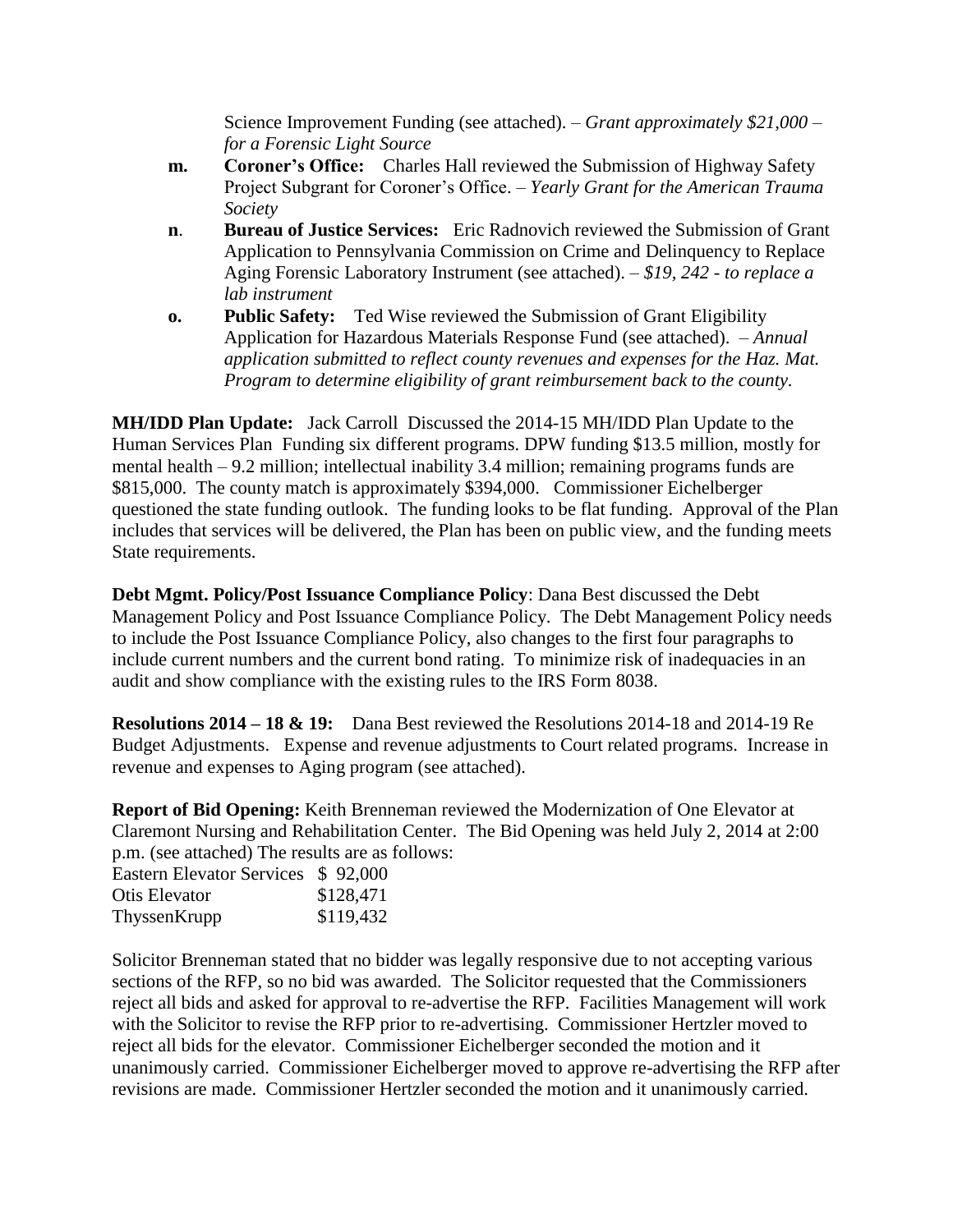Science Improvement Funding (see attached). – *Grant approximately $21,000 – for a Forensic Light Source*

**m.** **Coroner's Office:** Charles Hall reviewed the Submission of Highway Safety Project Subgrant for Coroner's Office. – *Yearly Grant for the American Trauma Society*

**n**. **Bureau of Justice Services:** Eric Radnovich reviewed the Submission of Grant Application to Pennsylvania Commission on Crime and Delinquency to Replace Aging Forensic Laboratory Instrument (see attached). – *$19, 242 - to replace a lab instrument*

**o.** **Public Safety:** Ted Wise reviewed the Submission of Grant Eligibility Application for Hazardous Materials Response Fund (see attached). – *Annual application submitted to reflect county revenues and expenses for the Haz. Mat. Program to determine eligibility of grant reimbursement back to the county.*

**MH/IDD Plan Update:** Jack Carroll Discussed the 2014-15 MH/IDD Plan Update to the Human Services Plan Funding six different programs. DPW funding $13.5 million, mostly for mental health – 9.2 million; intellectual inability 3.4 million; remaining programs funds are $815,000. The county match is approximately $394,000. Commissioner Eichelberger questioned the state funding outlook. The funding looks to be flat funding. Approval of the Plan includes that services will be delivered, the Plan has been on public view, and the funding meets State requirements.

**Debt Mgmt. Policy/Post Issuance Compliance Policy**: Dana Best discussed the Debt Management Policy and Post Issuance Compliance Policy. The Debt Management Policy needs to include the Post Issuance Compliance Policy, also changes to the first four paragraphs to include current numbers and the current bond rating. To minimize risk of inadequacies in an audit and show compliance with the existing rules to the IRS Form 8038.

**Resolutions 2014 – 18 & 19:** Dana Best reviewed the Resolutions 2014-18 and 2014-19 Re Budget Adjustments. Expense and revenue adjustments to Court related programs. Increase in revenue and expenses to Aging program (see attached).

**Report of Bid Opening:** Keith Brenneman reviewed the Modernization of One Elevator at Claremont Nursing and Rehabilitation Center. The Bid Opening was held July 2, 2014 at 2:00 p.m. (see attached) The results are as follows:

| | |
|---|---|
| Eastern Elevator Services | $ 92,000 |
| Otis Elevator | $128,471 |
| ThyssenKrupp | $119,432 |

Solicitor Brenneman stated that no bidder was legally responsive due to not accepting various sections of the RFP, so no bid was awarded. The Solicitor requested that the Commissioners reject all bids and asked for approval to re-advertise the RFP. Facilities Management will work with the Solicitor to revise the RFP prior to re-advertising. Commissioner Hertzler moved to reject all bids for the elevator. Commissioner Eichelberger seconded the motion and it unanimously carried. Commissioner Eichelberger moved to approve re-advertising the RFP after revisions are made. Commissioner Hertzler seconded the motion and it unanimously carried.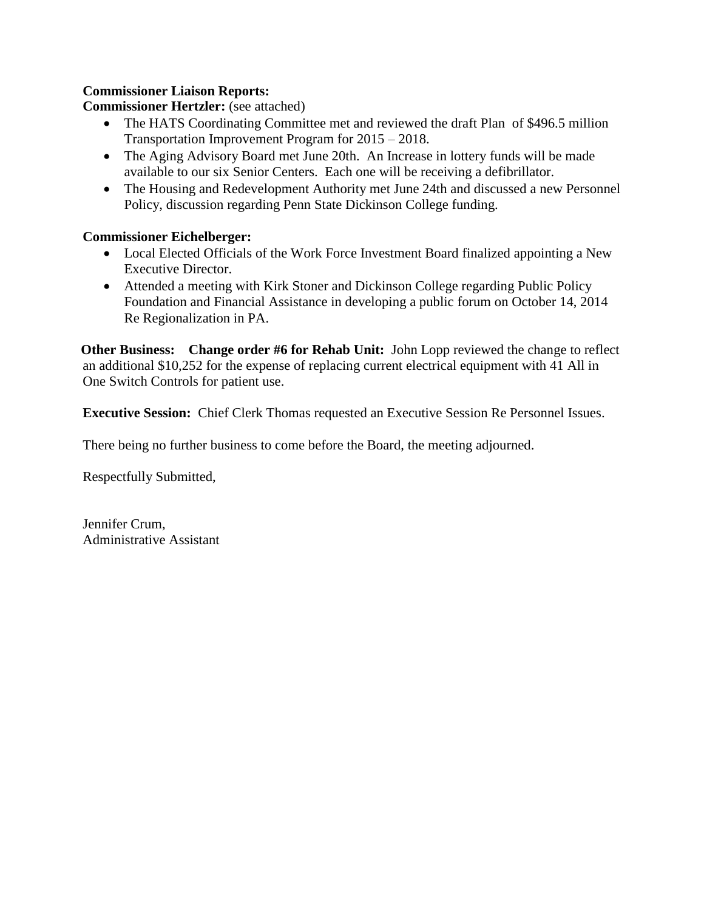**Commissioner Liaison Reports:**

**Commissioner Hertzler:** (see attached)

- The HATS Coordinating Committee met and reviewed the draft Plan of $496.5 million Transportation Improvement Program for 2015 – 2018.
- The Aging Advisory Board met June 20th. An Increase in lottery funds will be made available to our six Senior Centers. Each one will be receiving a defibrillator.
- The Housing and Redevelopment Authority met June 24th and discussed a new Personnel Policy, discussion regarding Penn State Dickinson College funding.

**Commissioner Eichelberger:**

- Local Elected Officials of the Work Force Investment Board finalized appointing a New Executive Director.
- Attended a meeting with Kirk Stoner and Dickinson College regarding Public Policy Foundation and Financial Assistance in developing a public forum on October 14, 2014 Re Regionalization in PA.

**Other Business:** **Change order #6 for Rehab Unit:** John Lopp reviewed the change to reflect an additional $10,252 for the expense of replacing current electrical equipment with 41 All in One Switch Controls for patient use.

**Executive Session:** Chief Clerk Thomas requested an Executive Session Re Personnel Issues.

There being no further business to come before the Board, the meeting adjourned.

Respectfully Submitted,

Jennifer Crum,
Administrative Assistant